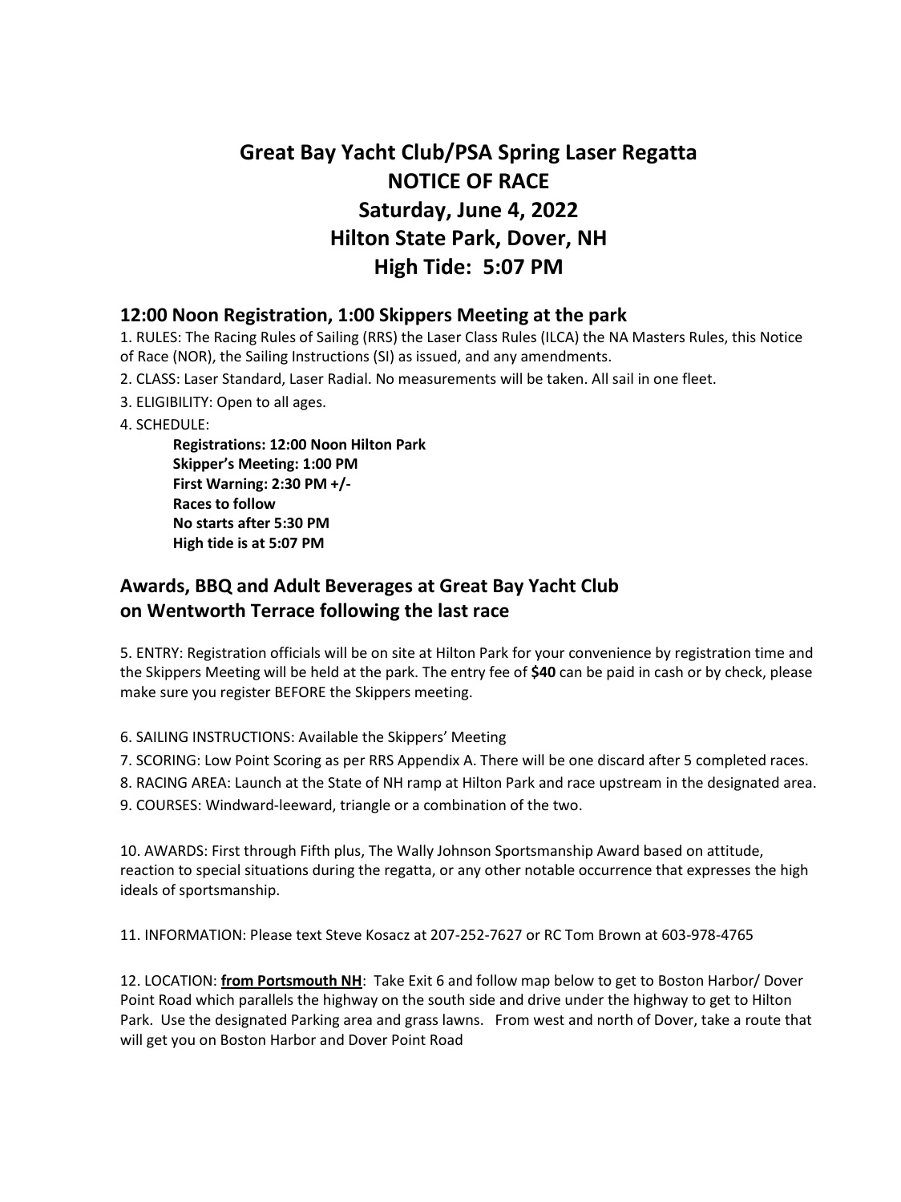# Great Bay Yacht Club/PSA Spring Laser Regatta
# NOTICE OF RACE
# Saturday, June 4, 2022
# Hilton State Park, Dover, NH
# High Tide: 5:07 PM

## 12:00 Noon Registration, 1:00 Skippers Meeting at the park

1. RULES: The Racing Rules of Sailing (RRS) the Laser Class Rules (ILCA) the NA Masters Rules, this Notice of Race (NOR), the Sailing Instructions (SI) as issued, and any amendments.

2. CLASS: Laser Standard, Laser Radial. No measurements will be taken. All sail in one fleet.

3. ELIGIBILITY: Open to all ages.

4. SCHEDULE:

**Registrations: 12:00 Noon Hilton Park**
**Skipper's Meeting: 1:00 PM**
**First Warning: 2:30 PM +/-**
**Races to follow**
**No starts after 5:30 PM**
**High tide is at 5:07 PM**

## Awards, BBQ and Adult Beverages at Great Bay Yacht Club on Wentworth Terrace following the last race

5. ENTRY: Registration officials will be on site at Hilton Park for your convenience by registration time and the Skippers Meeting will be held at the park. The entry fee of **$40** can be paid in cash or by check, please make sure you register BEFORE the Skippers meeting.

6. SAILING INSTRUCTIONS: Available the Skippers' Meeting

7. SCORING: Low Point Scoring as per RRS Appendix A. There will be one discard after 5 completed races.

8. RACING AREA: Launch at the State of NH ramp at Hilton Park and race upstream in the designated area.

9. COURSES: Windward-leeward, triangle or a combination of the two.

10. AWARDS: First through Fifth plus, The Wally Johnson Sportsmanship Award based on attitude, reaction to special situations during the regatta, or any other notable occurrence that expresses the high ideals of sportsmanship.

11. INFORMATION: Please text Steve Kosacz at 207-252-7627 or RC Tom Brown at 603-978-4765

12. LOCATION: **from Portsmouth NH**: Take Exit 6 and follow map below to get to Boston Harbor/ Dover Point Road which parallels the highway on the south side and drive under the highway to get to Hilton Park. Use the designated Parking area and grass lawns. From west and north of Dover, take a route that will get you on Boston Harbor and Dover Point Road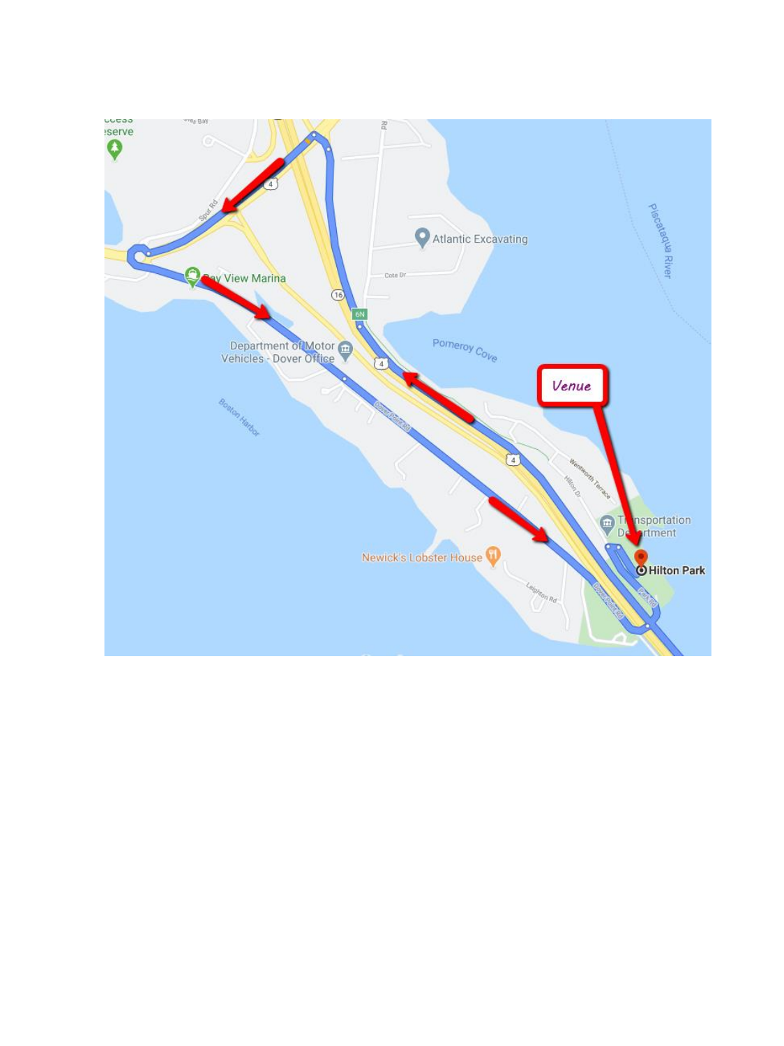Venue

Hilton Park

Bay View Marina

Department of Motor Vehicles - Dover Office

Atlantic Excavating

Pomeroy Cove

Piscataqua River

Boston Harbor

Newick's Lobster House

Transportation Department

Spur Rd

Cote Dr

Wentworth Terrace

Hilton Dr

Leighton Rd

Dover Point Rd

Park Rd

4

16

6N